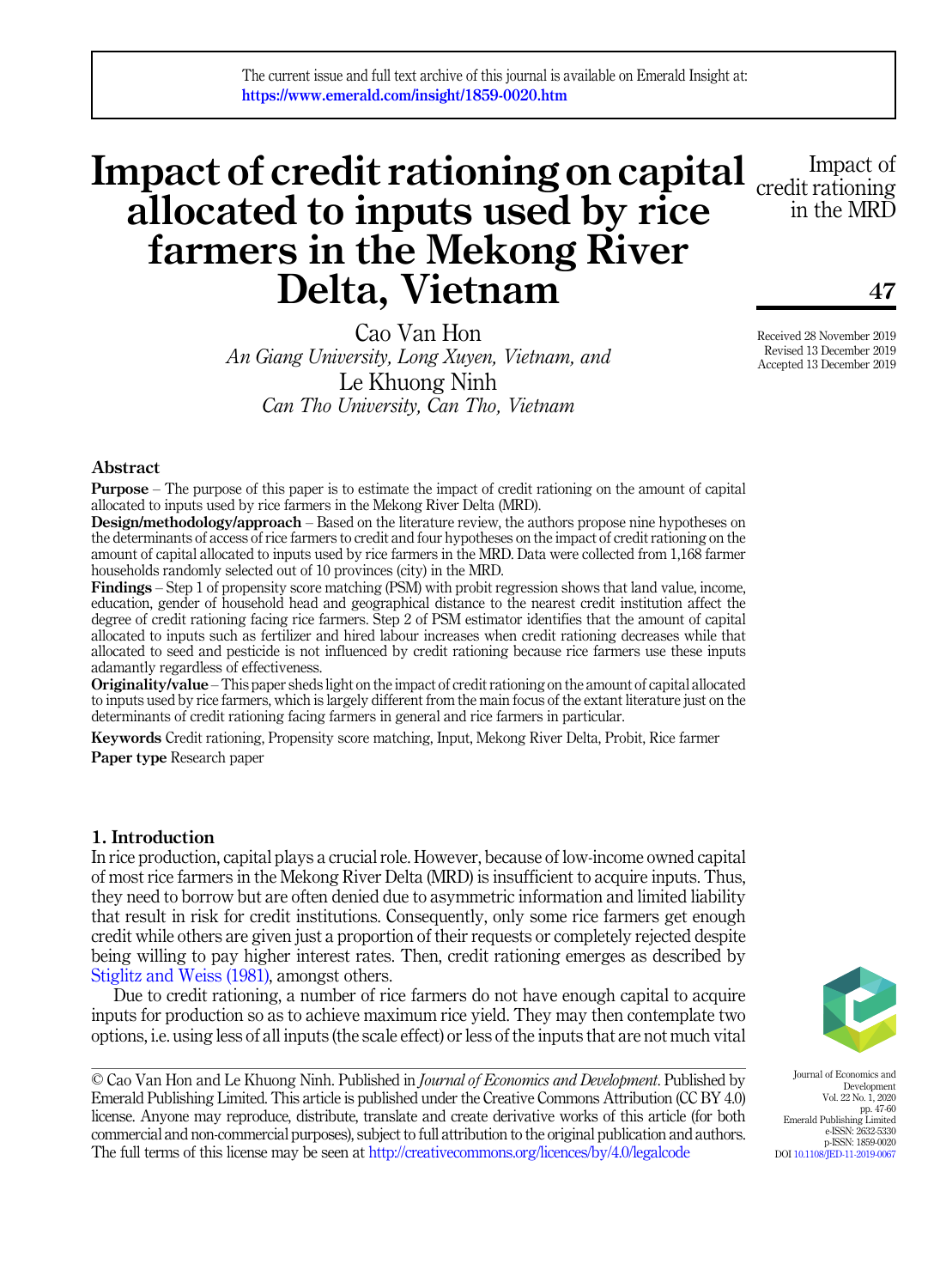The current issue and full text archive of this journal is available on Emerald Insight at: https://www.emerald.com/insight/1859-0020.htm

# Impact of credit rationing on capital allocated to inputs used by rice farmers in the Mekong River Delta, Vietnam

Cao Van Hon
*An Giang University, Long Xuyen, Vietnam, and*
Le Khuong Ninh
*Can Tho University, Can Tho, Vietnam*

Received 28 November 2019
Revised 13 December 2019
Accepted 13 December 2019

## Abstract

**Purpose** – The purpose of this paper is to estimate the impact of credit rationing on the amount of capital allocated to inputs used by rice farmers in the Mekong River Delta (MRD).

**Design/methodology/approach** – Based on the literature review, the authors propose nine hypotheses on the determinants of access of rice farmers to credit and four hypotheses on the impact of credit rationing on the amount of capital allocated to inputs used by rice farmers in the MRD. Data were collected from 1,168 farmer households randomly selected out of 10 provinces (city) in the MRD.

**Findings** – Step 1 of propensity score matching (PSM) with probit regression shows that land value, income, education, gender of household head and geographical distance to the nearest credit institution affect the degree of credit rationing facing rice farmers. Step 2 of PSM estimator identifies that the amount of capital allocated to inputs such as fertilizer and hired labour increases when credit rationing decreases while that allocated to seed and pesticide is not influenced by credit rationing because rice farmers use these inputs adamantly regardless of effectiveness.

**Originality/value** – This paper sheds light on the impact of credit rationing on the amount of capital allocated to inputs used by rice farmers, which is largely different from the main focus of the extant literature just on the determinants of credit rationing facing farmers in general and rice farmers in particular.

**Keywords** Credit rationing, Propensity score matching, Input, Mekong River Delta, Probit, Rice farmer

**Paper type** Research paper

## 1. Introduction

In rice production, capital plays a crucial role. However, because of low-income owned capital of most rice farmers in the Mekong River Delta (MRD) is insufficient to acquire inputs. Thus, they need to borrow but are often denied due to asymmetric information and limited liability that result in risk for credit institutions. Consequently, only some rice farmers get enough credit while others are given just a proportion of their requests or completely rejected despite being willing to pay higher interest rates. Then, credit rationing emerges as described by Stiglitz and Weiss (1981), amongst others.

Due to credit rationing, a number of rice farmers do not have enough capital to acquire inputs for production so as to achieve maximum rice yield. They may then contemplate two options, i.e. using less of all inputs (the scale effect) or less of the inputs that are not much vital

© Cao Van Hon and Le Khuong Ninh. Published in *Journal of Economics and Development*. Published by Emerald Publishing Limited. This article is published under the Creative Commons Attribution (CC BY 4.0) license. Anyone may reproduce, distribute, translate and create derivative works of this article (for both commercial and non-commercial purposes), subject to full attribution to the original publication and authors. The full terms of this license may be seen at http://creativecommons.org/licences/by/4.0/legalcode

e-ISSN: 2632-5330
p-ISSN: 1859-0020
DOI 10.1108/JED-11-2019-0067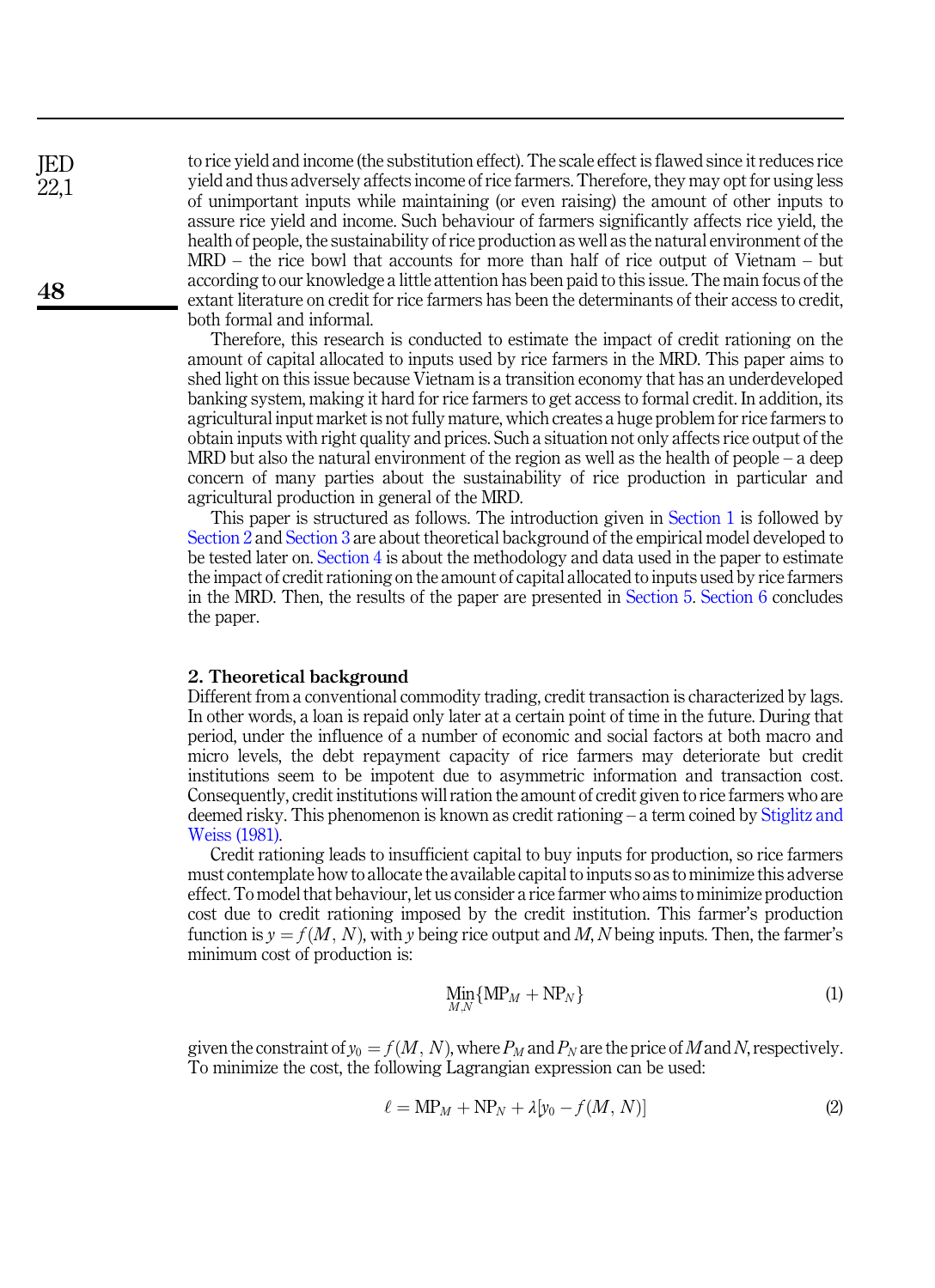to rice yield and income (the substitution effect). The scale effect is flawed since it reduces rice yield and thus adversely affects income of rice farmers. Therefore, they may opt for using less of unimportant inputs while maintaining (or even raising) the amount of other inputs to assure rice yield and income. Such behaviour of farmers significantly affects rice yield, the health of people, the sustainability of rice production as well as the natural environment of the MRD – the rice bowl that accounts for more than half of rice output of Vietnam – but according to our knowledge a little attention has been paid to this issue. The main focus of the extant literature on credit for rice farmers has been the determinants of their access to credit, both formal and informal.

Therefore, this research is conducted to estimate the impact of credit rationing on the amount of capital allocated to inputs used by rice farmers in the MRD. This paper aims to shed light on this issue because Vietnam is a transition economy that has an underdeveloped banking system, making it hard for rice farmers to get access to formal credit. In addition, its agricultural input market is not fully mature, which creates a huge problem for rice farmers to obtain inputs with right quality and prices. Such a situation not only affects rice output of the MRD but also the natural environment of the region as well as the health of people – a deep concern of many parties about the sustainability of rice production in particular and agricultural production in general of the MRD.

This paper is structured as follows. The introduction given in Section 1 is followed by Section 2 and Section 3 are about theoretical background of the empirical model developed to be tested later on. Section 4 is about the methodology and data used in the paper to estimate the impact of credit rationing on the amount of capital allocated to inputs used by rice farmers in the MRD. Then, the results of the paper are presented in Section 5. Section 6 concludes the paper.

## 2. Theoretical background

Different from a conventional commodity trading, credit transaction is characterized by lags. In other words, a loan is repaid only later at a certain point of time in the future. During that period, under the influence of a number of economic and social factors at both macro and micro levels, the debt repayment capacity of rice farmers may deteriorate but credit institutions seem to be impotent due to asymmetric information and transaction cost. Consequently, credit institutions will ration the amount of credit given to rice farmers who are deemed risky. This phenomenon is known as credit rationing – a term coined by Stiglitz and Weiss (1981).

Credit rationing leads to insufficient capital to buy inputs for production, so rice farmers must contemplate how to allocate the available capital to inputs so as to minimize this adverse effect. To model that behaviour, let us consider a rice farmer who aims to minimize production cost due to credit rationing imposed by the credit institution. This farmer's production function is $y = f(M, N)$, with $y$ being rice output and $M$, $N$ being inputs. Then, the farmer's minimum cost of production is:

$$\underset{M,N}{\text{Min}}\{\text{MP}_M + \text{NP}_N\} \tag{1}$$

given the constraint of $y_0 = f(M, N)$, where $P_M$ and $P_N$ are the price of $M$ and $N$, respectively. To minimize the cost, the following Lagrangian expression can be used:

$$\ell = \text{MP}_M + \text{NP}_N + \lambda[y_0 - f(M, N)] \tag{2}$$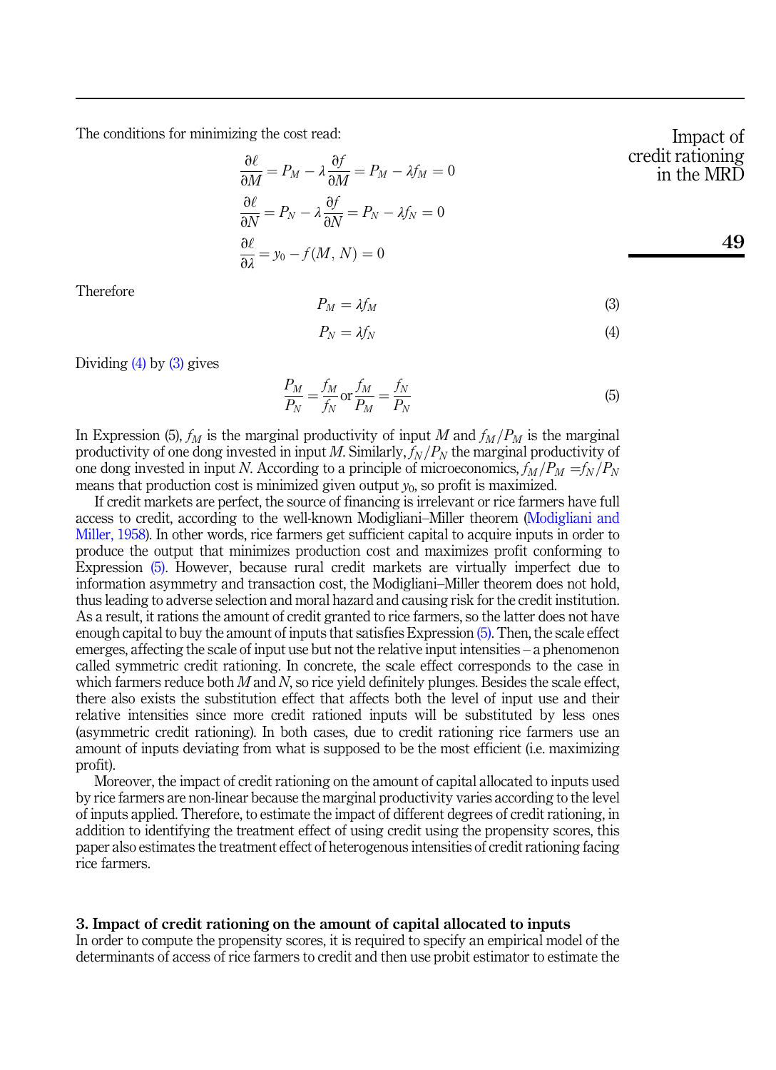The conditions for minimizing the cost read:

$$\frac{\partial \ell}{\partial M} = P_M - \lambda \frac{\partial f}{\partial M} = P_M - \lambda f_M = 0$$

$$\frac{\partial \ell}{\partial N} = P_N - \lambda \frac{\partial f}{\partial N} = P_N - \lambda f_N = 0$$

$$\frac{\partial \ell}{\partial \lambda} = y_0 - f(M, N) = 0$$

Therefore

$$P_M = \lambda f_M \tag{3}$$

$$P_N = \lambda f_N \tag{4}$$

Dividing (4) by (3) gives

$$\frac{P_M}{P_N} = \frac{f_M}{f_N} \text{ or } \frac{f_M}{P_M} = \frac{f_N}{P_N} \tag{5}$$

In Expression (5), $f_M$ is the marginal productivity of input $M$ and $f_M/P_M$ is the marginal productivity of one dong invested in input $M$. Similarly, $f_N/P_N$ the marginal productivity of one dong invested in input $N$. According to a principle of microeconomics, $f_M/P_M = f_N/P_N$ means that production cost is minimized given output $y_0$, so profit is maximized.

If credit markets are perfect, the source of financing is irrelevant or rice farmers have full access to credit, according to the well-known Modigliani–Miller theorem (Modigliani and Miller, 1958). In other words, rice farmers get sufficient capital to acquire inputs in order to produce the output that minimizes production cost and maximizes profit conforming to Expression (5). However, because rural credit markets are virtually imperfect due to information asymmetry and transaction cost, the Modigliani–Miller theorem does not hold, thus leading to adverse selection and moral hazard and causing risk for the credit institution. As a result, it rations the amount of credit granted to rice farmers, so the latter does not have enough capital to buy the amount of inputs that satisfies Expression (5). Then, the scale effect emerges, affecting the scale of input use but not the relative input intensities – a phenomenon called symmetric credit rationing. In concrete, the scale effect corresponds to the case in which farmers reduce both $M$ and $N$, so rice yield definitely plunges. Besides the scale effect, there also exists the substitution effect that affects both the level of input use and their relative intensities since more credit rationed inputs will be substituted by less ones (asymmetric credit rationing). In both cases, due to credit rationing rice farmers use an amount of inputs deviating from what is supposed to be the most efficient (i.e. maximizing profit).

Moreover, the impact of credit rationing on the amount of capital allocated to inputs used by rice farmers are non-linear because the marginal productivity varies according to the level of inputs applied. Therefore, to estimate the impact of different degrees of credit rationing, in addition to identifying the treatment effect of using credit using the propensity scores, this paper also estimates the treatment effect of heterogenous intensities of credit rationing facing rice farmers.

## 3. Impact of credit rationing on the amount of capital allocated to inputs

In order to compute the propensity scores, it is required to specify an empirical model of the determinants of access of rice farmers to credit and then use probit estimator to estimate the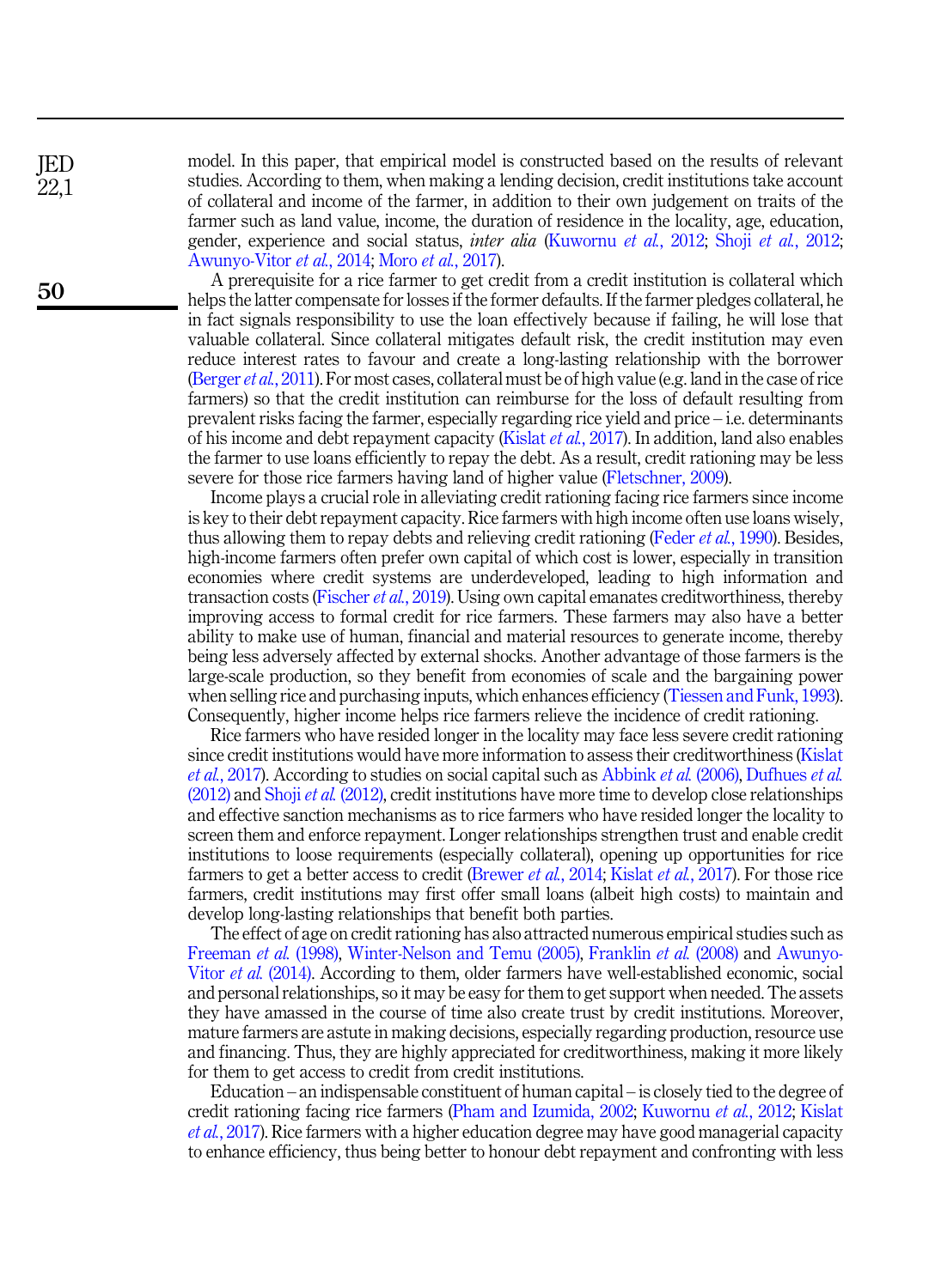model. In this paper, that empirical model is constructed based on the results of relevant studies. According to them, when making a lending decision, credit institutions take account of collateral and income of the farmer, in addition to their own judgement on traits of the farmer such as land value, income, the duration of residence in the locality, age, education, gender, experience and social status, *inter alia* (Kuwornu *et al.*, 2012; Shoji *et al.*, 2012; Awunyo-Vitor *et al.*, 2014; Moro *et al.*, 2017).

A prerequisite for a rice farmer to get credit from a credit institution is collateral which helps the latter compensate for losses if the former defaults. If the farmer pledges collateral, he in fact signals responsibility to use the loan effectively because if failing, he will lose that valuable collateral. Since collateral mitigates default risk, the credit institution may even reduce interest rates to favour and create a long-lasting relationship with the borrower (Berger *et al.*, 2011). For most cases, collateral must be of high value (e.g. land in the case of rice farmers) so that the credit institution can reimburse for the loss of default resulting from prevalent risks facing the farmer, especially regarding rice yield and price – i.e. determinants of his income and debt repayment capacity (Kislat *et al.*, 2017). In addition, land also enables the farmer to use loans efficiently to repay the debt. As a result, credit rationing may be less severe for those rice farmers having land of higher value (Fletschner, 2009).

Income plays a crucial role in alleviating credit rationing facing rice farmers since income is key to their debt repayment capacity. Rice farmers with high income often use loans wisely, thus allowing them to repay debts and relieving credit rationing (Feder *et al.*, 1990). Besides, high-income farmers often prefer own capital of which cost is lower, especially in transition economies where credit systems are underdeveloped, leading to high information and transaction costs (Fischer *et al.*, 2019). Using own capital emanates creditworthiness, thereby improving access to formal credit for rice farmers. These farmers may also have a better ability to make use of human, financial and material resources to generate income, thereby being less adversely affected by external shocks. Another advantage of those farmers is the large-scale production, so they benefit from economies of scale and the bargaining power when selling rice and purchasing inputs, which enhances efficiency (Tiessen and Funk, 1993). Consequently, higher income helps rice farmers relieve the incidence of credit rationing.

Rice farmers who have resided longer in the locality may face less severe credit rationing since credit institutions would have more information to assess their creditworthiness (Kislat *et al.*, 2017). According to studies on social capital such as Abbink *et al.* (2006), Dufhues *et al.* (2012) and Shoji *et al.* (2012), credit institutions have more time to develop close relationships and effective sanction mechanisms as to rice farmers who have resided longer the locality to screen them and enforce repayment. Longer relationships strengthen trust and enable credit institutions to loose requirements (especially collateral), opening up opportunities for rice farmers to get a better access to credit (Brewer *et al.*, 2014; Kislat *et al.*, 2017). For those rice farmers, credit institutions may first offer small loans (albeit high costs) to maintain and develop long-lasting relationships that benefit both parties.

The effect of age on credit rationing has also attracted numerous empirical studies such as Freeman *et al.* (1998), Winter-Nelson and Temu (2005), Franklin *et al.* (2008) and Awunyo-Vitor *et al.* (2014). According to them, older farmers have well-established economic, social and personal relationships, so it may be easy for them to get support when needed. The assets they have amassed in the course of time also create trust by credit institutions. Moreover, mature farmers are astute in making decisions, especially regarding production, resource use and financing. Thus, they are highly appreciated for creditworthiness, making it more likely for them to get access to credit from credit institutions.

Education – an indispensable constituent of human capital – is closely tied to the degree of credit rationing facing rice farmers (Pham and Izumida, 2002; Kuwornu *et al.*, 2012; Kislat *et al.*, 2017). Rice farmers with a higher education degree may have good managerial capacity to enhance efficiency, thus being better to honour debt repayment and confronting with less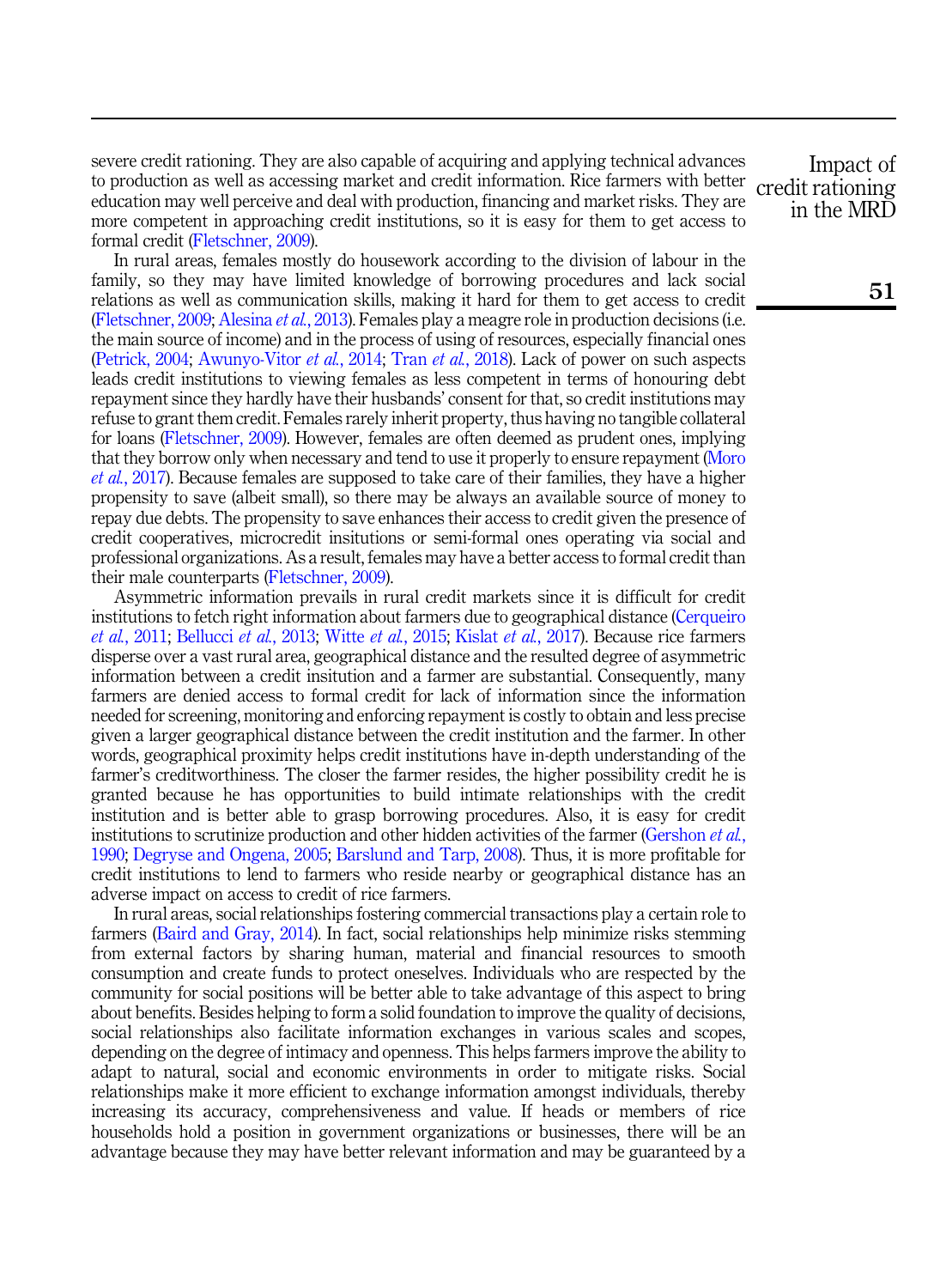severe credit rationing. They are also capable of acquiring and applying technical advances to production as well as accessing market and credit information. Rice farmers with better education may well perceive and deal with production, financing and market risks. They are more competent in approaching credit institutions, so it is easy for them to get access to formal credit (Fletschner, 2009).

In rural areas, females mostly do housework according to the division of labour in the family, so they may have limited knowledge of borrowing procedures and lack social relations as well as communication skills, making it hard for them to get access to credit (Fletschner, 2009; Alesina *et al.*, 2013). Females play a meagre role in production decisions (i.e. the main source of income) and in the process of using of resources, especially financial ones (Petrick, 2004; Awunyo-Vitor *et al.*, 2014; Tran *et al.*, 2018). Lack of power on such aspects leads credit institutions to viewing females as less competent in terms of honouring debt repayment since they hardly have their husbands' consent for that, so credit institutions may refuse to grant them credit. Females rarely inherit property, thus having no tangible collateral for loans (Fletschner, 2009). However, females are often deemed as prudent ones, implying that they borrow only when necessary and tend to use it properly to ensure repayment (Moro *et al.*, 2017). Because females are supposed to take care of their families, they have a higher propensity to save (albeit small), so there may be always an available source of money to repay due debts. The propensity to save enhances their access to credit given the presence of credit cooperatives, microcredit insitutions or semi-formal ones operating via social and professional organizations. As a result, females may have a better access to formal credit than their male counterparts (Fletschner, 2009).

Asymmetric information prevails in rural credit markets since it is difficult for credit institutions to fetch right information about farmers due to geographical distance (Cerqueiro *et al.*, 2011; Bellucci *et al.*, 2013; Witte *et al.*, 2015; Kislat *et al.*, 2017). Because rice farmers disperse over a vast rural area, geographical distance and the resulted degree of asymmetric information between a credit insitution and a farmer are substantial. Consequently, many farmers are denied access to formal credit for lack of information since the information needed for screening, monitoring and enforcing repayment is costly to obtain and less precise given a larger geographical distance between the credit institution and the farmer. In other words, geographical proximity helps credit institutions have in-depth understanding of the farmer's creditworthiness. The closer the farmer resides, the higher possibility credit he is granted because he has opportunities to build intimate relationships with the credit institution and is better able to grasp borrowing procedures. Also, it is easy for credit institutions to scrutinize production and other hidden activities of the farmer (Gershon *et al.*, 1990; Degryse and Ongena, 2005; Barslund and Tarp, 2008). Thus, it is more profitable for credit institutions to lend to farmers who reside nearby or geographical distance has an adverse impact on access to credit of rice farmers.

In rural areas, social relationships fostering commercial transactions play a certain role to farmers (Baird and Gray, 2014). In fact, social relationships help minimize risks stemming from external factors by sharing human, material and financial resources to smooth consumption and create funds to protect oneselves. Individuals who are respected by the community for social positions will be better able to take advantage of this aspect to bring about benefits. Besides helping to form a solid foundation to improve the quality of decisions, social relationships also facilitate information exchanges in various scales and scopes, depending on the degree of intimacy and openness. This helps farmers improve the ability to adapt to natural, social and economic environments in order to mitigate risks. Social relationships make it more efficient to exchange information amongst individuals, thereby increasing its accuracy, comprehensiveness and value. If heads or members of rice households hold a position in government organizations or businesses, there will be an advantage because they may have better relevant information and may be guaranteed by a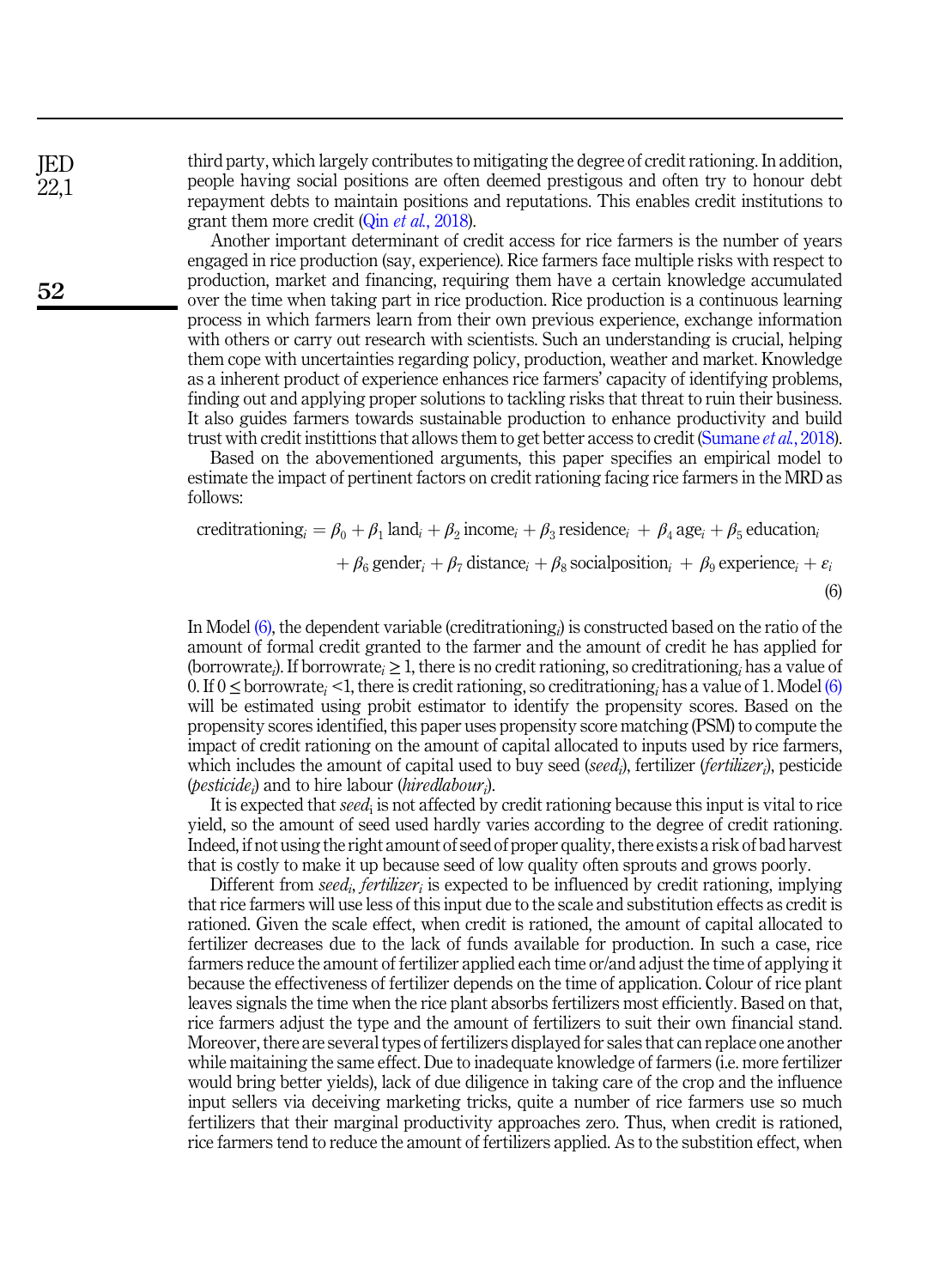third party, which largely contributes to mitigating the degree of credit rationing. In addition, people having social positions are often deemed prestigous and often try to honour debt repayment debts to maintain positions and reputations. This enables credit institutions to grant them more credit (Qin *et al.*, 2018).

Another important determinant of credit access for rice farmers is the number of years engaged in rice production (say, experience). Rice farmers face multiple risks with respect to production, market and financing, requiring them have a certain knowledge accumulated over the time when taking part in rice production. Rice production is a continuous learning process in which farmers learn from their own previous experience, exchange information with others or carry out research with scientists. Such an understanding is crucial, helping them cope with uncertainties regarding policy, production, weather and market. Knowledge as a inherent product of experience enhances rice farmers' capacity of identifying problems, finding out and applying proper solutions to tackling risks that threat to ruin their business. It also guides farmers towards sustainable production to enhance productivity and build trust with credit instittions that allows them to get better access to credit (Sumane *et al.*, 2018).

Based on the abovementioned arguments, this paper specifies an empirical model to estimate the impact of pertinent factors on credit rationing facing rice farmers in the MRD as follows:

$$\text{creditrationing}_i = \beta_0 + \beta_1\,\text{land}_i + \beta_2\,\text{income}_i + \beta_3\,\text{residence}_i + \beta_4\,\text{age}_i + \beta_5\,\text{education}_i + \beta_6\,\text{gender}_i + \beta_7\,\text{distance}_i + \beta_8\,\text{socialposition}_i + \beta_9\,\text{experience}_i + \varepsilon_i \tag{6}$$

In Model (6), the dependent variable ($\text{creditrationing}_i$) is constructed based on the ratio of the amount of formal credit granted to the farmer and the amount of credit he has applied for ($\text{borrowrate}_i$). If $\text{borrowrate}_i \geq 1$, there is no credit rationing, so $\text{creditrationing}_i$ has a value of 0. If $0 \leq \text{borrowrate}_i < 1$, there is credit rationing, so $\text{creditrationing}_i$ has a value of 1. Model (6) will be estimated using probit estimator to identify the propensity scores. Based on the propensity scores identified, this paper uses propensity score matching (PSM) to compute the impact of credit rationing on the amount of capital allocated to inputs used by rice farmers, which includes the amount of capital used to buy seed ($seed_i$), fertilizer ($fertilizer_i$), pesticide ($pesticide_i$) and to hire labour ($hiredlabour_i$).

It is expected that $seed_i$ is not affected by credit rationing because this input is vital to rice yield, so the amount of seed used hardly varies according to the degree of credit rationing. Indeed, if not using the right amount of seed of proper quality, there exists a risk of bad harvest that is costly to make it up because seed of low quality often sprouts and grows poorly.

Different from $seed_i$, $fertilizer_i$ is expected to be influenced by credit rationing, implying that rice farmers will use less of this input due to the scale and substitution effects as credit is rationed. Given the scale effect, when credit is rationed, the amount of capital allocated to fertilizer decreases due to the lack of funds available for production. In such a case, rice farmers reduce the amount of fertilizer applied each time or/and adjust the time of applying it because the effectiveness of fertilizer depends on the time of application. Colour of rice plant leaves signals the time when the rice plant absorbs fertilizers most efficiently. Based on that, rice farmers adjust the type and the amount of fertilizers to suit their own financial stand. Moreover, there are several types of fertilizers displayed for sales that can replace one another while maitaining the same effect. Due to inadequate knowledge of farmers (i.e. more fertilizer would bring better yields), lack of due diligence in taking care of the crop and the influence input sellers via deceiving marketing tricks, quite a number of rice farmers use so much fertilizers that their marginal productivity approaches zero. Thus, when credit is rationed, rice farmers tend to reduce the amount of fertilizers applied. As to the substition effect, when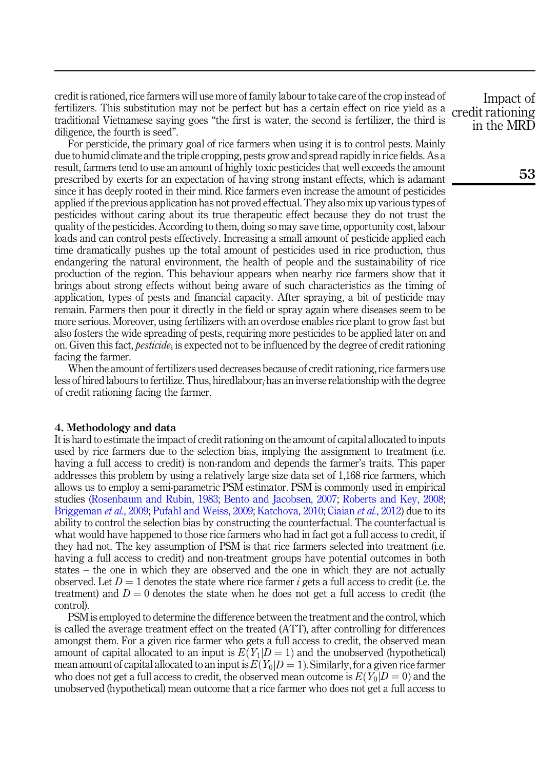credit is rationed, rice farmers will use more of family labour to take care of the crop instead of fertilizers. This substitution may not be perfect but has a certain effect on rice yield as a traditional Vietnamese saying goes "the first is water, the second is fertilizer, the third is diligence, the fourth is seed".

For persticide, the primary goal of rice farmers when using it is to control pests. Mainly due to humid climate and the triple cropping, pests grow and spread rapidly in rice fields. As a result, farmers tend to use an amount of highly toxic pesticides that well exceeds the amount prescribed by exerts for an expectation of having strong instant effects, which is adamant since it has deeply rooted in their mind. Rice farmers even increase the amount of pesticides applied if the previous application has not proved effectual. They also mix up various types of pesticides without caring about its true therapeutic effect because they do not trust the quality of the pesticides. According to them, doing so may save time, opportunity cost, labour loads and can control pests effectively. Increasing a small amount of pesticide applied each time dramatically pushes up the total amount of pesticides used in rice production, thus endangering the natural environment, the health of people and the sustainability of rice production of the region. This behaviour appears when nearby rice farmers show that it brings about strong effects without being aware of such characteristics as the timing of application, types of pests and financial capacity. After spraying, a bit of pesticide may remain. Farmers then pour it directly in the field or spray again where diseases seem to be more serious. Moreover, using fertilizers with an overdose enables rice plant to grow fast but also fosters the wide spreading of pests, requiring more pesticides to be applied later on and on. Given this fact, $pesticide_i$ is expected not to be influenced by the degree of credit rationing facing the farmer.

When the amount of fertilizers used decreases because of credit rationing, rice farmers use less of hired labours to fertilize. Thus, $hiredlabour_i$ has an inverse relationship with the degree of credit rationing facing the farmer.

## 4. Methodology and data

It is hard to estimate the impact of credit rationing on the amount of capital allocated to inputs used by rice farmers due to the selection bias, implying the assignment to treatment (i.e. having a full access to credit) is non-random and depends the farmer's traits. This paper addresses this problem by using a relatively large size data set of 1,168 rice farmers, which allows us to employ a semi-parametric PSM estimator. PSM is commonly used in empirical studies (Rosenbaum and Rubin, 1983; Bento and Jacobsen, 2007; Roberts and Key, 2008; Briggeman *et al.*, 2009; Pufahl and Weiss, 2009; Katchova, 2010; Ciaian *et al.*, 2012) due to its ability to control the selection bias by constructing the counterfactual. The counterfactual is what would have happened to those rice farmers who had in fact got a full access to credit, if they had not. The key assumption of PSM is that rice farmers selected into treatment (i.e. having a full access to credit) and non-treatment groups have potential outcomes in both states – the one in which they are observed and the one in which they are not actually observed. Let $D = 1$ denotes the state where rice farmer $i$ gets a full access to credit (i.e. the treatment) and $D = 0$ denotes the state when he does not get a full access to credit (the control).

PSM is employed to determine the difference between the treatment and the control, which is called the average treatment effect on the treated (ATT), after controlling for differences amongst them. For a given rice farmer who gets a full access to credit, the observed mean amount of capital allocated to an input is $E(Y_1|D = 1)$ and the unobserved (hypothetical) mean amount of capital allocated to an input is $E(Y_0|D = 1)$. Similarly, for a given rice farmer who does not get a full access to credit, the observed mean outcome is $E(Y_0|D = 0)$ and the unobserved (hypothetical) mean outcome that a rice farmer who does not get a full access to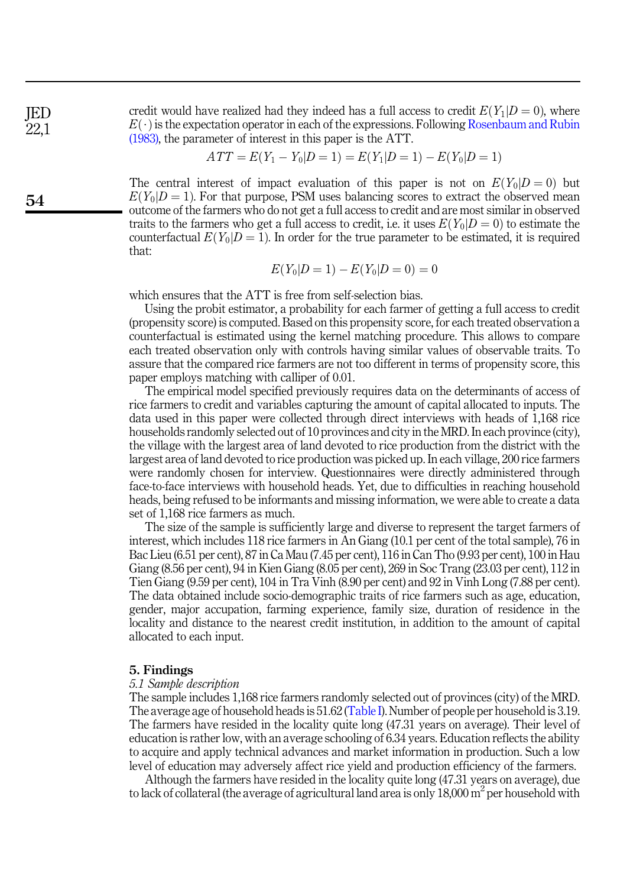credit would have realized had they indeed has a full access to credit $E(Y_1|D=0)$, where $E(\cdot)$ is the expectation operator in each of the expressions. Following Rosenbaum and Rubin (1983), the parameter of interest in this paper is the ATT.

$$ATT = E(Y_1 - Y_0|D=1) = E(Y_1|D=1) - E(Y_0|D=1)$$

The central interest of impact evaluation of this paper is not on $E(Y_0|D=0)$ but $E(Y_0|D=1)$. For that purpose, PSM uses balancing scores to extract the observed mean outcome of the farmers who do not get a full access to credit and are most similar in observed traits to the farmers who get a full access to credit, i.e. it uses $E(Y_0|D=0)$ to estimate the counterfactual $E(Y_0|D=1)$. In order for the true parameter to be estimated, it is required that:

$$E(Y_0|D=1) - E(Y_0|D=0) = 0$$

which ensures that the ATT is free from self-selection bias.

Using the probit estimator, a probability for each farmer of getting a full access to credit (propensity score) is computed. Based on this propensity score, for each treated observation a counterfactual is estimated using the kernel matching procedure. This allows to compare each treated observation only with controls having similar values of observable traits. To assure that the compared rice farmers are not too different in terms of propensity score, this paper employs matching with calliper of 0.01.

The empirical model specified previously requires data on the determinants of access of rice farmers to credit and variables capturing the amount of capital allocated to inputs. The data used in this paper were collected through direct interviews with heads of 1,168 rice households randomly selected out of 10 provinces and city in the MRD. In each province (city), the village with the largest area of land devoted to rice production from the district with the largest area of land devoted to rice production was picked up. In each village, 200 rice farmers were randomly chosen for interview. Questionnaires were directly administered through face-to-face interviews with household heads. Yet, due to difficulties in reaching household heads, being refused to be informants and missing information, we were able to create a data set of 1,168 rice farmers as much.

The size of the sample is sufficiently large and diverse to represent the target farmers of interest, which includes 118 rice farmers in An Giang (10.1 per cent of the total sample), 76 in Bac Lieu (6.51 per cent), 87 in Ca Mau (7.45 per cent), 116 in Can Tho (9.93 per cent), 100 in Hau Giang (8.56 per cent), 94 in Kien Giang (8.05 per cent), 269 in Soc Trang (23.03 per cent), 112 in Tien Giang (9.59 per cent), 104 in Tra Vinh (8.90 per cent) and 92 in Vinh Long (7.88 per cent). The data obtained include socio-demographic traits of rice farmers such as age, education, gender, major accupation, farming experience, family size, duration of residence in the locality and distance to the nearest credit institution, in addition to the amount of capital allocated to each input.

## 5. Findings

### *5.1 Sample description*

The sample includes 1,168 rice farmers randomly selected out of provinces (city) of the MRD. The average age of household heads is 51.62 (Table I). Number of people per household is 3.19. The farmers have resided in the locality quite long (47.31 years on average). Their level of education is rather low, with an average schooling of 6.34 years. Education reflects the ability to acquire and apply technical advances and market information in production. Such a low level of education may adversely affect rice yield and production efficiency of the farmers.

Although the farmers have resided in the locality quite long (47.31 years on average), due to lack of collateral (the average of agricultural land area is only 18,000 $m^2$ per household with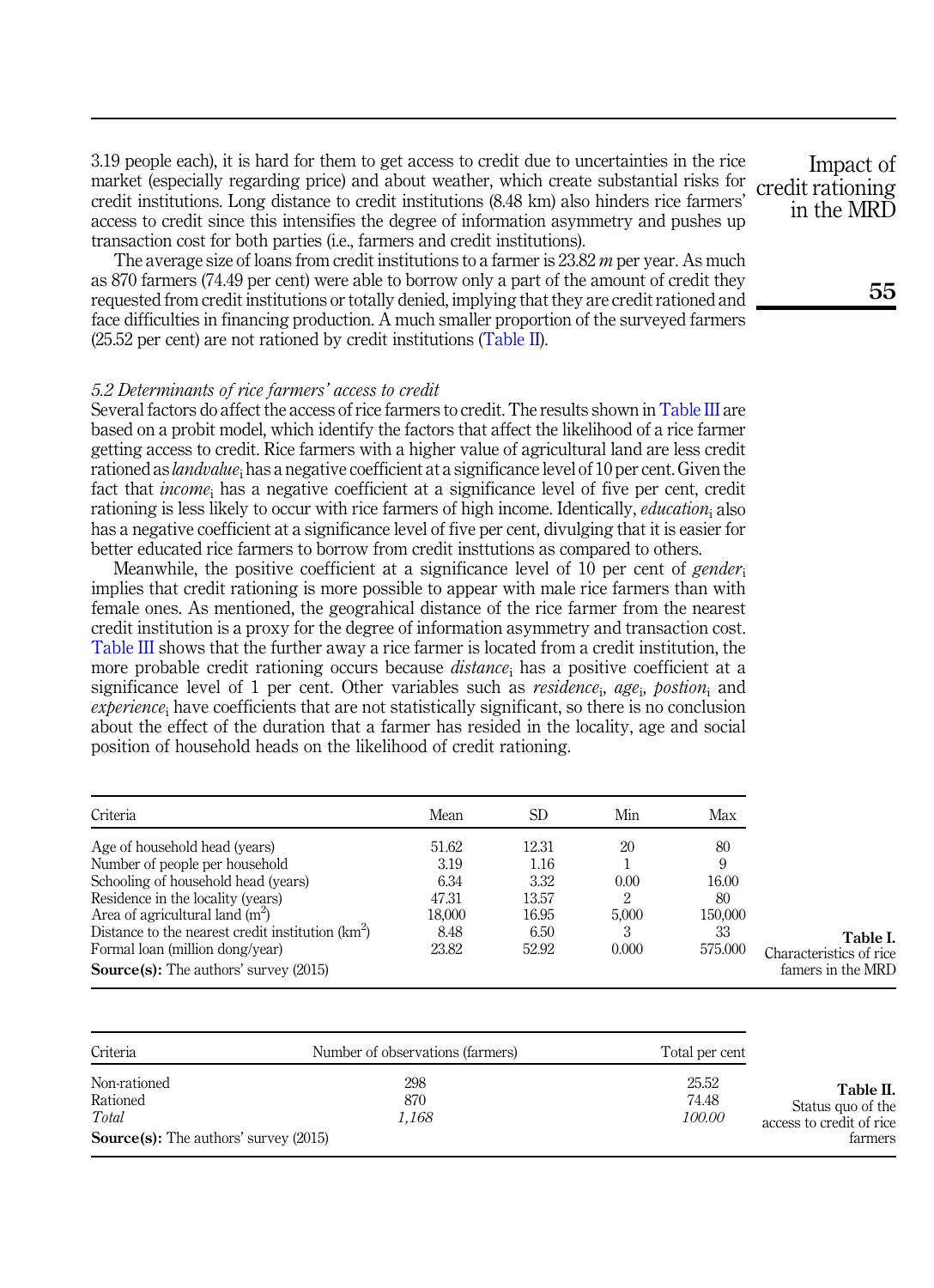3.19 people each), it is hard for them to get access to credit due to uncertainties in the rice market (especially regarding price) and about weather, which create substantial risks for credit institutions. Long distance to credit institutions (8.48 km) also hinders rice farmers' access to credit since this intensifies the degree of information asymmetry and pushes up transaction cost for both parties (i.e., farmers and credit institutions).

The average size of loans from credit institutions to a farmer is 23.82 *m* per year. As much as 870 farmers (74.49 per cent) were able to borrow only a part of the amount of credit they requested from credit institutions or totally denied, implying that they are credit rationed and face difficulties in financing production. A much smaller proportion of the surveyed farmers (25.52 per cent) are not rationed by credit institutions (Table II).

### *5.2 Determinants of rice farmers' access to credit*

Several factors do affect the access of rice farmers to credit. The results shown in Table III are based on a probit model, which identify the factors that affect the likelihood of a rice farmer getting access to credit. Rice farmers with a higher value of agricultural land are less credit rationed as $landvalue_i$ has a negative coefficient at a significance level of 10 per cent. Given the fact that $income_i$ has a negative coefficient at a significance level of five per cent, credit rationing is less likely to occur with rice farmers of high income. Identically, $education_i$ also has a negative coefficient at a significance level of five per cent, divulging that it is easier for better educated rice farmers to borrow from credit insttutions as compared to others.

Meanwhile, the positive coefficient at a significance level of 10 per cent of $gender_i$ implies that credit rationing is more possible to appear with male rice farmers than with female ones. As mentioned, the geograhical distance of the rice farmer from the nearest credit institution is a proxy for the degree of information asymmetry and transaction cost. Table III shows that the further away a rice farmer is located from a credit institution, the more probable credit rationing occurs because $distance_i$ has a positive coefficient at a significance level of 1 per cent. Other variables such as $residence_i$, $age_i$, $postion_i$ and $experience_i$ have coefficients that are not statistically significant, so there is no conclusion about the effect of the duration that a farmer has resided in the locality, age and social position of household heads on the likelihood of credit rationing.

| Criteria | Mean | SD | Min | Max |
|---|---|---|---|---|
| Age of household head (years) | 51.62 | 12.31 | 20 | 80 |
| Number of people per household | 3.19 | 1.16 | 1 | 9 |
| Schooling of household head (years) | 6.34 | 3.32 | 0.00 | 16.00 |
| Residence in the locality (years) | 47.31 | 13.57 | 2 | 80 |
| Area of agricultural land ($m^2$) | 18,000 | 16.95 | 5,000 | 150,000 |
| Distance to the nearest credit institution ($km^2$) | 8.48 | 6.50 | 3 | 33 |
| Formal loan (million dong/year) | 23.82 | 52.92 | 0.000 | 575.000 |

**Source(s):** The authors' survey (2015)

**Table I.** Characteristics of rice famers in the MRD

| Criteria | Number of observations (farmers) | Total per cent |
|---|---|---|
| Non-rationed | 298 | 25.52 |
| Rationed | 870 | 74.48 |
| *Total* | *1,168* | *100.00* |

**Source(s):** The authors' survey (2015)

**Table II.** Status quo of the access to credit of rice farmers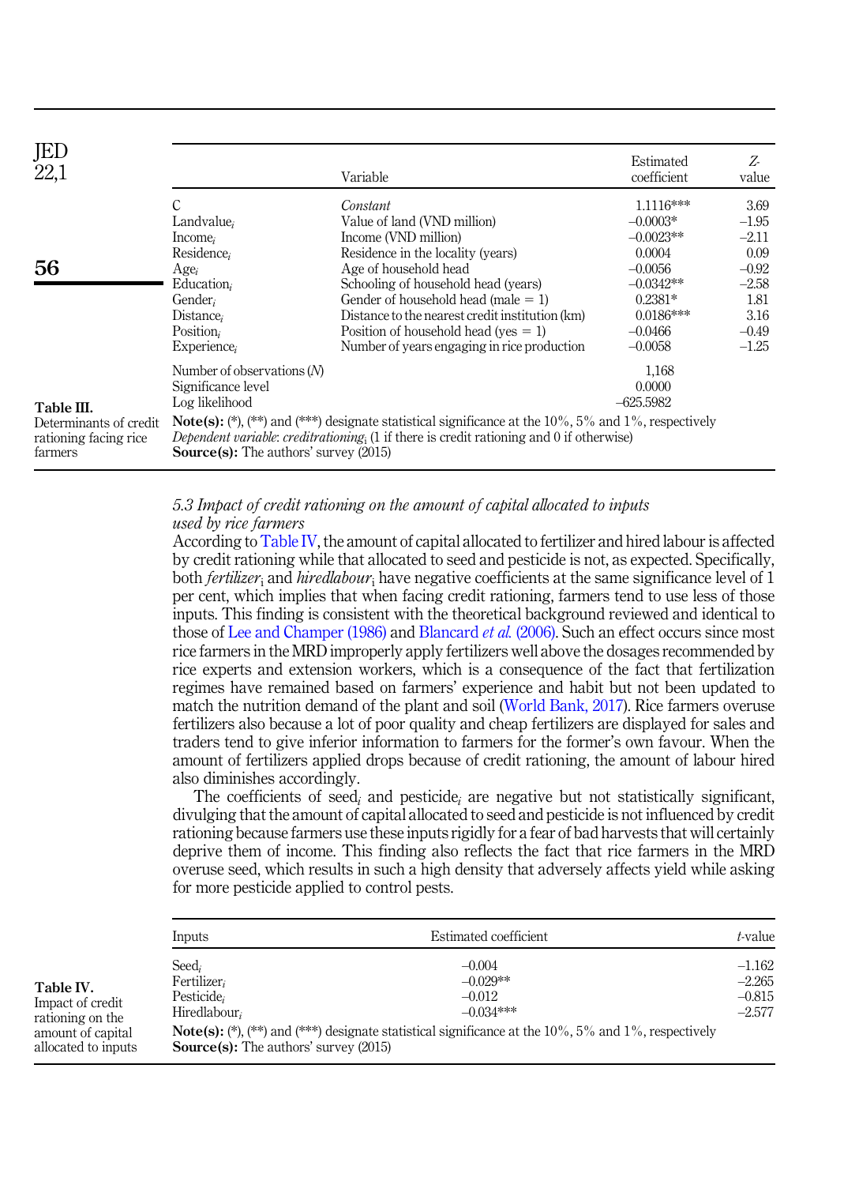| | Variable | Estimated coefficient | Z-value |
|---|---|---|---|
| C | *Constant* | 1.1116*** | 3.69 |
| $Landvalue_i$ | Value of land (VND million) | −0.0003* | −1.95 |
| $Income_i$ | Income (VND million) | −0.0023** | −2.11 |
| $Residence_i$ | Residence in the locality (years) | 0.0004 | 0.09 |
| $Age_i$ | Age of household head | −0.0056 | −0.92 |
| $Education_i$ | Schooling of household head (years) | −0.0342** | −2.58 |
| $Gender_i$ | Gender of household head (male = 1) | 0.2381* | 1.81 |
| $Distance_i$ | Distance to the nearest credit institution (km) | 0.0186*** | 3.16 |
| $Position_i$ | Position of household head (yes = 1) | −0.0466 | −0.49 |
| $Experience_i$ | Number of years engaging in rice production | −0.0058 | −1.25 |
| Number of observations (*N*) | | 1,168 | |
| Significance level | | 0.0000 | |
| Log likelihood | | −625.5982 | |

**Note(s):** (*), (**) and (***) designate statistical significance at the 10%, 5% and 1%, respectively
*Dependent variable*: $creditrationing_i$ (1 if there is credit rationing and 0 if otherwise)
**Source(s):** The authors' survey (2015)

**Table III.** Determinants of credit rationing facing rice farmers

### 5.3 Impact of credit rationing on the amount of capital allocated to inputs used by rice farmers

According to Table IV, the amount of capital allocated to fertilizer and hired labour is affected by credit rationing while that allocated to seed and pesticide is not, as expected. Specifically, both $fertilizer_i$ and $hiredlabour_i$ have negative coefficients at the same significance level of 1 per cent, which implies that when facing credit rationing, farmers tend to use less of those inputs. This finding is consistent with the theoretical background reviewed and identical to those of Lee and Champer (1986) and Blancard *et al.* (2006). Such an effect occurs since most rice farmers in the MRD improperly apply fertilizers well above the dosages recommended by rice experts and extension workers, which is a consequence of the fact that fertilization regimes have remained based on farmers' experience and habit but not been updated to match the nutrition demand of the plant and soil (World Bank, 2017). Rice farmers overuse fertilizers also because a lot of poor quality and cheap fertilizers are displayed for sales and traders tend to give inferior information to farmers for the former's own favour. When the amount of fertilizers applied drops because of credit rationing, the amount of labour hired also diminishes accordingly.

The coefficients of $seed_i$ and $pesticide_i$ are negative but not statistically significant, divulging that the amount of capital allocated to seed and pesticide is not influenced by credit rationing because farmers use these inputs rigidly for a fear of bad harvests that will certainly deprive them of income. This finding also reflects the fact that rice farmers in the MRD overuse seed, which results in such a high density that adversely affects yield while asking for more pesticide applied to control pests.

| Inputs | Estimated coefficient | *t*-value |
|---|---|---|
| $Seed_i$ | −0.004 | −1.162 |
| $Fertilizer_i$ | −0.029** | −2.265 |
| $Pesticide_i$ | −0.012 | −0.815 |
| $Hiredlabour_i$ | −0.034*** | −2.577 |

**Note(s):** (*), (**) and (***) designate statistical significance at the 10%, 5% and 1%, respectively
**Source(s):** The authors' survey (2015)

**Table IV.** Impact of credit rationing on the amount of capital allocated to inputs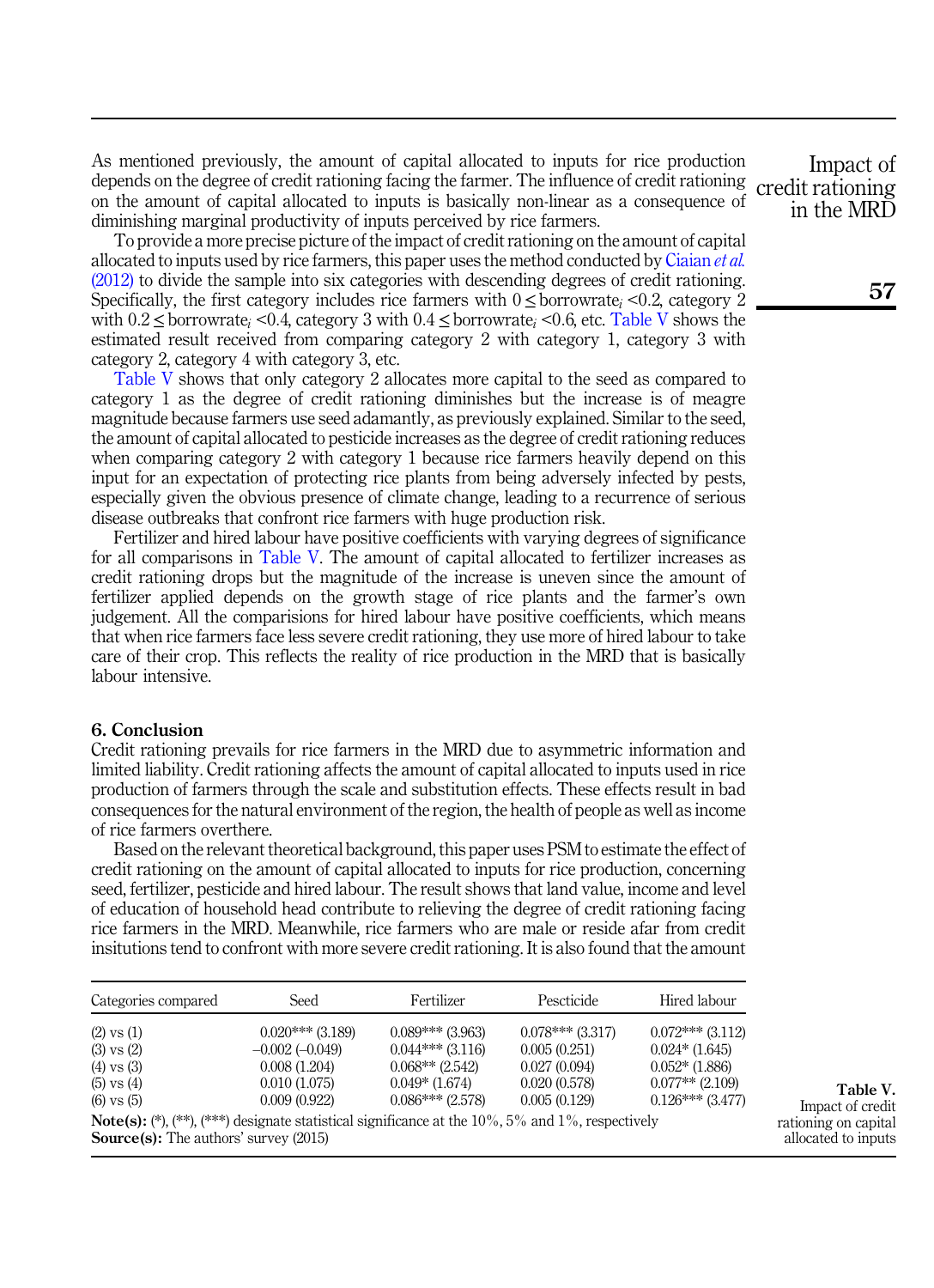As mentioned previously, the amount of capital allocated to inputs for rice production depends on the degree of credit rationing facing the farmer. The influence of credit rationing on the amount of capital allocated to inputs is basically non-linear as a consequence of diminishing marginal productivity of inputs perceived by rice farmers.

To provide a more precise picture of the impact of credit rationing on the amount of capital allocated to inputs used by rice farmers, this paper uses the method conducted by Ciaian *et al.* (2012) to divide the sample into six categories with descending degrees of credit rationing. Specifically, the first category includes rice farmers with $0 \leq borrowrate_i < 0.2$, category 2 with $0.2 \leq borrowrate_i < 0.4$, category 3 with $0.4 \leq borrowrate_i < 0.6$, etc. Table V shows the estimated result received from comparing category 2 with category 1, category 3 with category 2, category 4 with category 3, etc.

Table V shows that only category 2 allocates more capital to the seed as compared to category 1 as the degree of credit rationing diminishes but the increase is of meagre magnitude because farmers use seed adamantly, as previously explained. Similar to the seed, the amount of capital allocated to pesticide increases as the degree of credit rationing reduces when comparing category 2 with category 1 because rice farmers heavily depend on this input for an expectation of protecting rice plants from being adversely infected by pests, especially given the obvious presence of climate change, leading to a recurrence of serious disease outbreaks that confront rice farmers with huge production risk.

Fertilizer and hired labour have positive coefficients with varying degrees of significance for all comparisons in Table V. The amount of capital allocated to fertilizer increases as credit rationing drops but the magnitude of the increase is uneven since the amount of fertilizer applied depends on the growth stage of rice plants and the farmer's own judgement. All the comparisions for hired labour have positive coefficients, which means that when rice farmers face less severe credit rationing, they use more of hired labour to take care of their crop. This reflects the reality of rice production in the MRD that is basically labour intensive.

## 6. Conclusion

Credit rationing prevails for rice farmers in the MRD due to asymmetric information and limited liability. Credit rationing affects the amount of capital allocated to inputs used in rice production of farmers through the scale and substitution effects. These effects result in bad consequences for the natural environment of the region, the health of people as well as income of rice farmers overthere.

Based on the relevant theoretical background, this paper uses PSM to estimate the effect of credit rationing on the amount of capital allocated to inputs for rice production, concerning seed, fertilizer, pesticide and hired labour. The result shows that land value, income and level of education of household head contribute to relieving the degree of credit rationing facing rice farmers in the MRD. Meanwhile, rice farmers who are male or reside afar from credit insitutions tend to confront with more severe credit rationing. It is also found that the amount

| Categories compared | Seed | Fertilizer | Pescticide | Hired labour |
|---|---|---|---|---|
| (2) vs (1) | 0.020*** (3.189) | 0.089*** (3.963) | 0.078*** (3.317) | 0.072*** (3.112) |
| (3) vs (2) | −0.002 (−0.049) | 0.044*** (3.116) | 0.005 (0.251) | 0.024* (1.645) |
| (4) vs (3) | 0.008 (1.204) | 0.068** (2.542) | 0.027 (0.094) | 0.052* (1.886) |
| (5) vs (4) | 0.010 (1.075) | 0.049* (1.674) | 0.020 (0.578) | 0.077** (2.109) |
| (6) vs (5) | 0.009 (0.922) | 0.086*** (2.578) | 0.005 (0.129) | 0.126*** (3.477) |

**Note(s):** (*), (**), (***) designate statistical significance at the 10%, 5% and 1%, respectively
**Source(s):** The authors' survey (2015)

**Table V.** Impact of credit rationing on capital allocated to inputs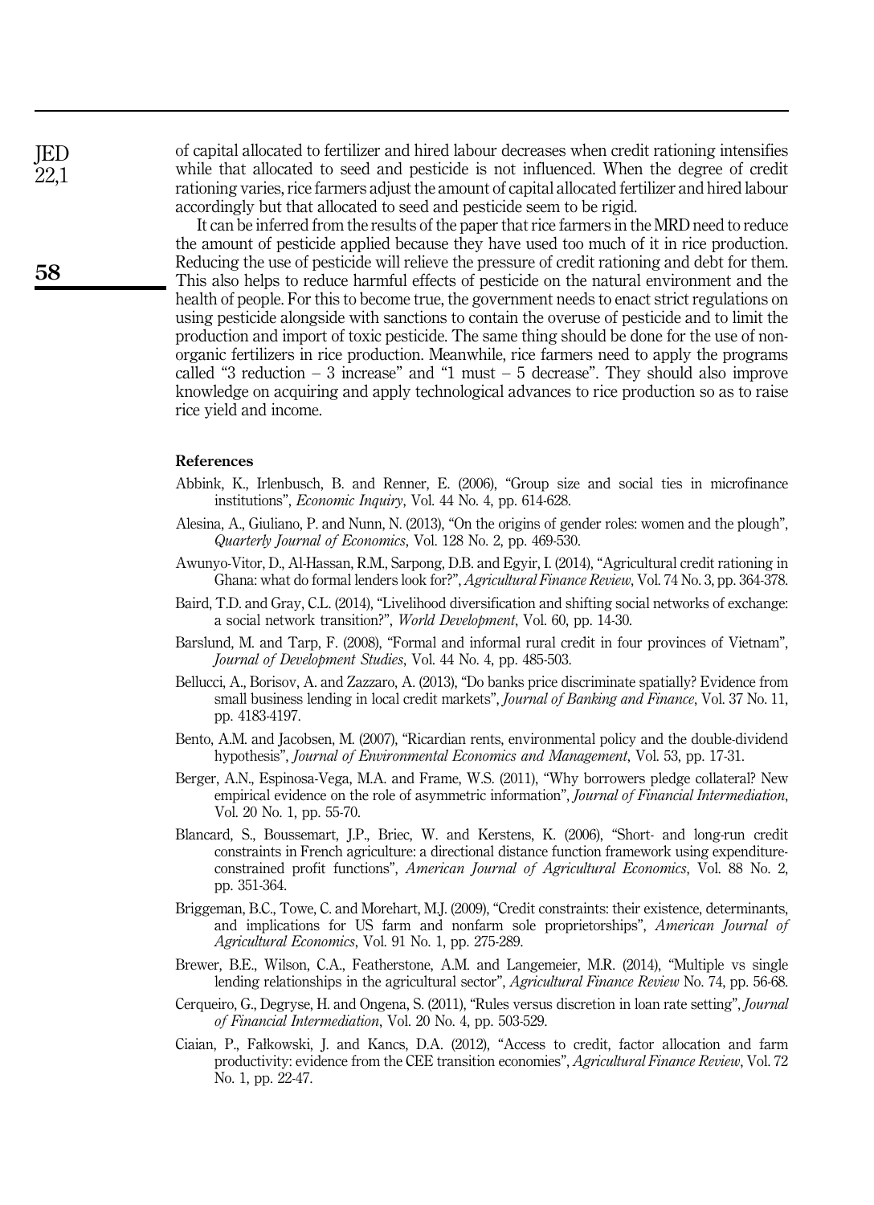of capital allocated to fertilizer and hired labour decreases when credit rationing intensifies while that allocated to seed and pesticide is not influenced. When the degree of credit rationing varies, rice farmers adjust the amount of capital allocated fertilizer and hired labour accordingly but that allocated to seed and pesticide seem to be rigid.

It can be inferred from the results of the paper that rice farmers in the MRD need to reduce the amount of pesticide applied because they have used too much of it in rice production. Reducing the use of pesticide will relieve the pressure of credit rationing and debt for them. This also helps to reduce harmful effects of pesticide on the natural environment and the health of people. For this to become true, the government needs to enact strict regulations on using pesticide alongside with sanctions to contain the overuse of pesticide and to limit the production and import of toxic pesticide. The same thing should be done for the use of non-organic fertilizers in rice production. Meanwhile, rice farmers need to apply the programs called "3 reduction – 3 increase" and "1 must – 5 decrease". They should also improve knowledge on acquiring and apply technological advances to rice production so as to raise rice yield and income.

## References

Abbink, K., Irlenbusch, B. and Renner, E. (2006), "Group size and social ties in microfinance institutions", *Economic Inquiry*, Vol. 44 No. 4, pp. 614-628.

Alesina, A., Giuliano, P. and Nunn, N. (2013), "On the origins of gender roles: women and the plough", *Quarterly Journal of Economics*, Vol. 128 No. 2, pp. 469-530.

Awunyo-Vitor, D., Al-Hassan, R.M., Sarpong, D.B. and Egyir, I. (2014), "Agricultural credit rationing in Ghana: what do formal lenders look for?", *Agricultural Finance Review*, Vol. 74 No. 3, pp. 364-378.

Baird, T.D. and Gray, C.L. (2014), "Livelihood diversification and shifting social networks of exchange: a social network transition?", *World Development*, Vol. 60, pp. 14-30.

Barslund, M. and Tarp, F. (2008), "Formal and informal rural credit in four provinces of Vietnam", *Journal of Development Studies*, Vol. 44 No. 4, pp. 485-503.

Bellucci, A., Borisov, A. and Zazzaro, A. (2013), "Do banks price discriminate spatially? Evidence from small business lending in local credit markets", *Journal of Banking and Finance*, Vol. 37 No. 11, pp. 4183-4197.

Bento, A.M. and Jacobsen, M. (2007), "Ricardian rents, environmental policy and the double-dividend hypothesis", *Journal of Environmental Economics and Management*, Vol. 53, pp. 17-31.

Berger, A.N., Espinosa-Vega, M.A. and Frame, W.S. (2011), "Why borrowers pledge collateral? New empirical evidence on the role of asymmetric information", *Journal of Financial Intermediation*, Vol. 20 No. 1, pp. 55-70.

Blancard, S., Boussemart, J.P., Briec, W. and Kerstens, K. (2006), "Short- and long-run credit constraints in French agriculture: a directional distance function framework using expenditure-constrained profit functions", *American Journal of Agricultural Economics*, Vol. 88 No. 2, pp. 351-364.

Briggeman, B.C., Towe, C. and Morehart, M.J. (2009), "Credit constraints: their existence, determinants, and implications for US farm and nonfarm sole proprietorships", *American Journal of Agricultural Economics*, Vol. 91 No. 1, pp. 275-289.

Brewer, B.E., Wilson, C.A., Featherstone, A.M. and Langemeier, M.R. (2014), "Multiple vs single lending relationships in the agricultural sector", *Agricultural Finance Review* No. 74, pp. 56-68.

Cerqueiro, G., Degryse, H. and Ongena, S. (2011), "Rules versus discretion in loan rate setting", *Journal of Financial Intermediation*, Vol. 20 No. 4, pp. 503-529.

Ciaian, P., Fałkowski, J. and Kancs, D.A. (2012), "Access to credit, factor allocation and farm productivity: evidence from the CEE transition economies", *Agricultural Finance Review*, Vol. 72 No. 1, pp. 22-47.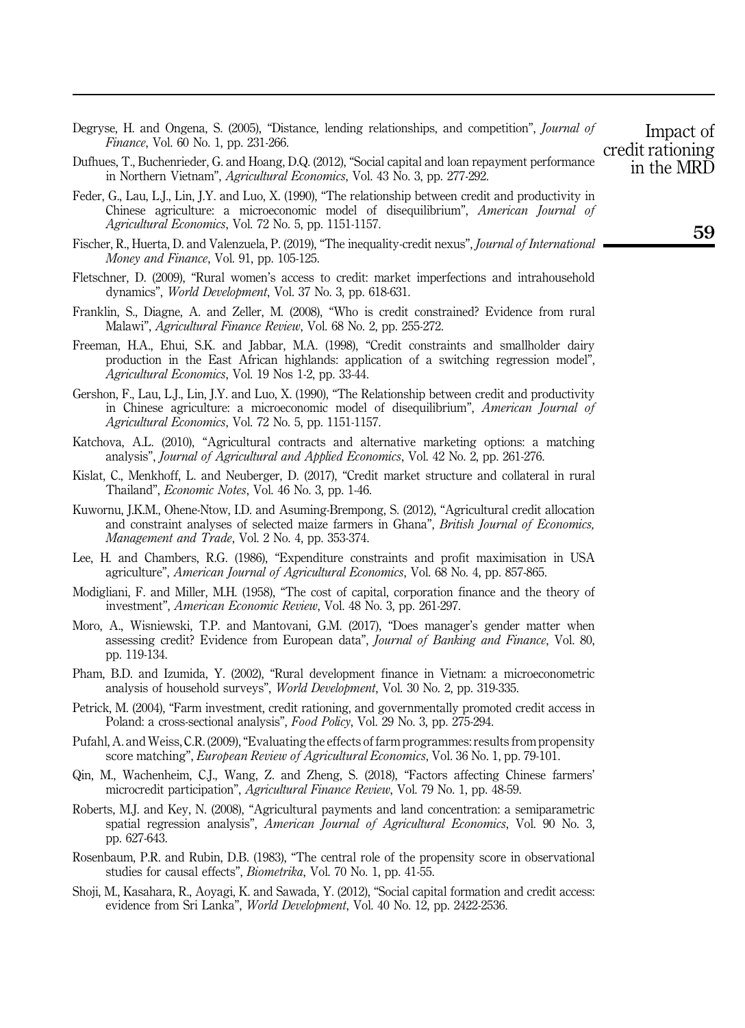Degryse, H. and Ongena, S. (2005), "Distance, lending relationships, and competition", *Journal of Finance*, Vol. 60 No. 1, pp. 231-266.

Dufhues, T., Buchenrieder, G. and Hoang, D.Q. (2012), "Social capital and loan repayment performance in Northern Vietnam", *Agricultural Economics*, Vol. 43 No. 3, pp. 277-292.

Feder, G., Lau, L.J., Lin, J.Y. and Luo, X. (1990), "The relationship between credit and productivity in Chinese agriculture: a microeconomic model of disequilibrium", *American Journal of Agricultural Economics*, Vol. 72 No. 5, pp. 1151-1157.

Fischer, R., Huerta, D. and Valenzuela, P. (2019), "The inequality-credit nexus", *Journal of International Money and Finance*, Vol. 91, pp. 105-125.

Fletschner, D. (2009), "Rural women's access to credit: market imperfections and intrahousehold dynamics", *World Development*, Vol. 37 No. 3, pp. 618-631.

Franklin, S., Diagne, A. and Zeller, M. (2008), "Who is credit constrained? Evidence from rural Malawi", *Agricultural Finance Review*, Vol. 68 No. 2, pp. 255-272.

Freeman, H.A., Ehui, S.K. and Jabbar, M.A. (1998), "Credit constraints and smallholder dairy production in the East African highlands: application of a switching regression model", *Agricultural Economics*, Vol. 19 Nos 1-2, pp. 33-44.

Gershon, F., Lau, L.J., Lin, J.Y. and Luo, X. (1990), "The Relationship between credit and productivity in Chinese agriculture: a microeconomic model of disequilibrium", *American Journal of Agricultural Economics*, Vol. 72 No. 5, pp. 1151-1157.

Katchova, A.L. (2010), "Agricultural contracts and alternative marketing options: a matching analysis", *Journal of Agricultural and Applied Economics*, Vol. 42 No. 2, pp. 261-276.

Kislat, C., Menkhoff, L. and Neuberger, D. (2017), "Credit market structure and collateral in rural Thailand", *Economic Notes*, Vol. 46 No. 3, pp. 1-46.

Kuwornu, J.K.M., Ohene-Ntow, I.D. and Asuming-Brempong, S. (2012), "Agricultural credit allocation and constraint analyses of selected maize farmers in Ghana", *British Journal of Economics, Management and Trade*, Vol. 2 No. 4, pp. 353-374.

Lee, H. and Chambers, R.G. (1986), "Expenditure constraints and profit maximisation in USA agriculture", *American Journal of Agricultural Economics*, Vol. 68 No. 4, pp. 857-865.

Modigliani, F. and Miller, M.H. (1958), "The cost of capital, corporation finance and the theory of investment", *American Economic Review*, Vol. 48 No. 3, pp. 261-297.

Moro, A., Wisniewski, T.P. and Mantovani, G.M. (2017), "Does manager's gender matter when assessing credit? Evidence from European data", *Journal of Banking and Finance*, Vol. 80, pp. 119-134.

Pham, B.D. and Izumida, Y. (2002), "Rural development finance in Vietnam: a microeconometric analysis of household surveys", *World Development*, Vol. 30 No. 2, pp. 319-335.

Petrick, M. (2004), "Farm investment, credit rationing, and governmentally promoted credit access in Poland: a cross-sectional analysis", *Food Policy*, Vol. 29 No. 3, pp. 275-294.

Pufahl, A. and Weiss, C.R. (2009), "Evaluating the effects of farm programmes: results from propensity score matching", *European Review of Agricultural Economics*, Vol. 36 No. 1, pp. 79-101.

Qin, M., Wachenheim, C.J., Wang, Z. and Zheng, S. (2018), "Factors affecting Chinese farmers' microcredit participation", *Agricultural Finance Review*, Vol. 79 No. 1, pp. 48-59.

Roberts, M.J. and Key, N. (2008), "Agricultural payments and land concentration: a semiparametric spatial regression analysis", *American Journal of Agricultural Economics*, Vol. 90 No. 3, pp. 627-643.

Rosenbaum, P.R. and Rubin, D.B. (1983), "The central role of the propensity score in observational studies for causal effects", *Biometrika*, Vol. 70 No. 1, pp. 41-55.

Shoji, M., Kasahara, R., Aoyagi, K. and Sawada, Y. (2012), "Social capital formation and credit access: evidence from Sri Lanka", *World Development*, Vol. 40 No. 12, pp. 2422-2536.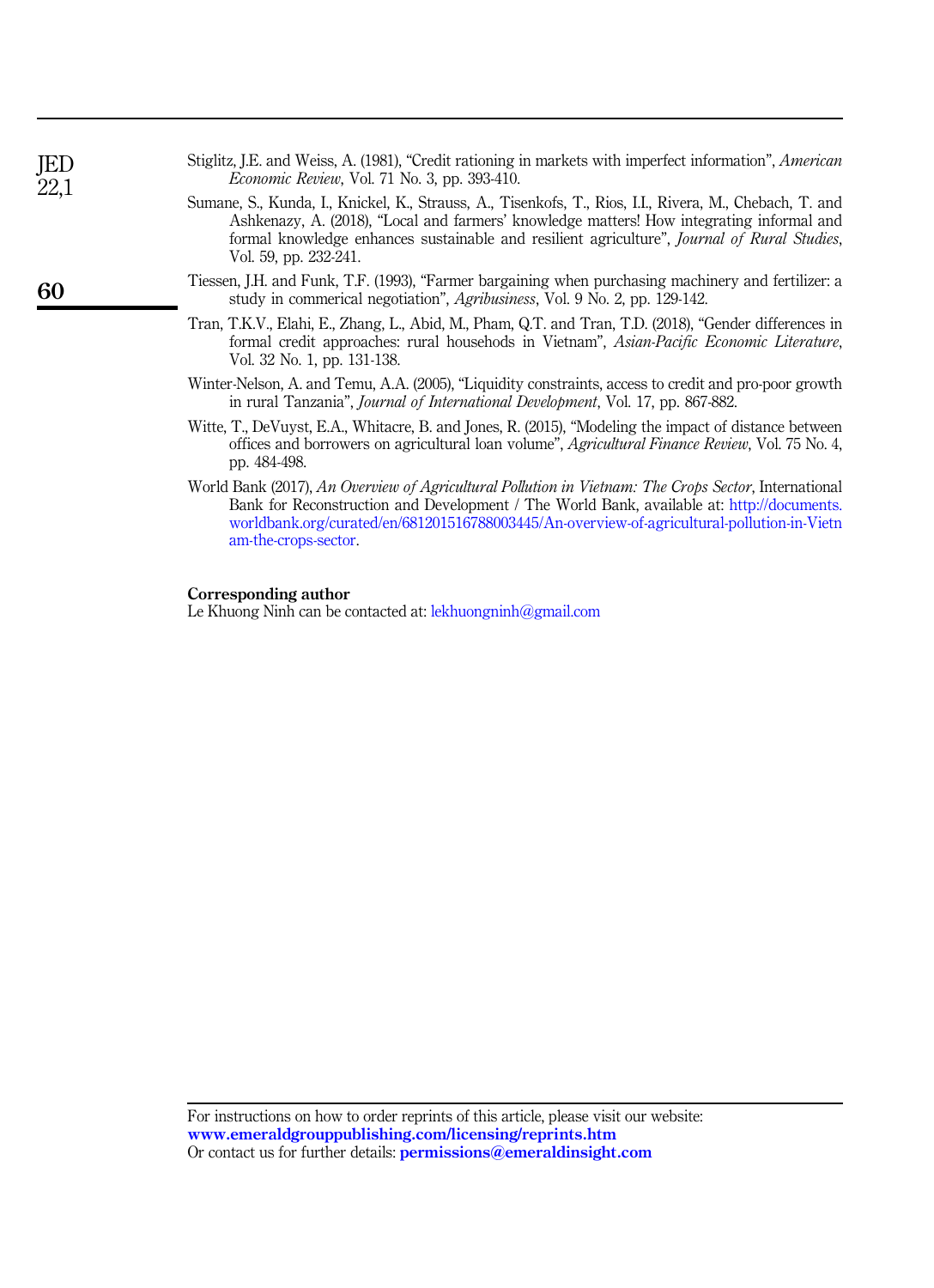Stiglitz, J.E. and Weiss, A. (1981), "Credit rationing in markets with imperfect information", *American Economic Review*, Vol. 71 No. 3, pp. 393-410.

Sumane, S., Kunda, I., Knickel, K., Strauss, A., Tisenkofs, T., Rios, I.I., Rivera, M., Chebach, T. and Ashkenazy, A. (2018), "Local and farmers' knowledge matters! How integrating informal and formal knowledge enhances sustainable and resilient agriculture", *Journal of Rural Studies*, Vol. 59, pp. 232-241.

Tiessen, J.H. and Funk, T.F. (1993), "Farmer bargaining when purchasing machinery and fertilizer: a study in commerical negotiation", *Agribusiness*, Vol. 9 No. 2, pp. 129-142.

Tran, T.K.V., Elahi, E., Zhang, L., Abid, M., Pham, Q.T. and Tran, T.D. (2018), "Gender differences in formal credit approaches: rural households in Vietnam", *Asian-Pacific Economic Literature*, Vol. 32 No. 1, pp. 131-138.

Winter-Nelson, A. and Temu, A.A. (2005), "Liquidity constraints, access to credit and pro-poor growth in rural Tanzania", *Journal of International Development*, Vol. 17, pp. 867-882.

Witte, T., DeVuyst, E.A., Whitacre, B. and Jones, R. (2015), "Modeling the impact of distance between offices and borrowers on agricultural loan volume", *Agricultural Finance Review*, Vol. 75 No. 4, pp. 484-498.

World Bank (2017), *An Overview of Agricultural Pollution in Vietnam: The Crops Sector*, International Bank for Reconstruction and Development / The World Bank, available at: http://documents.worldbank.org/curated/en/681201516788003445/An-overview-of-agricultural-pollution-in-Vietnam-the-crops-sector.

**Corresponding author**
Le Khuong Ninh can be contacted at: lekhuongninh@gmail.com

For instructions on how to order reprints of this article, please visit our website:
**www.emeraldgrouppublishing.com/licensing/reprints.htm**
Or contact us for further details: **permissions@emeraldinsight.com**